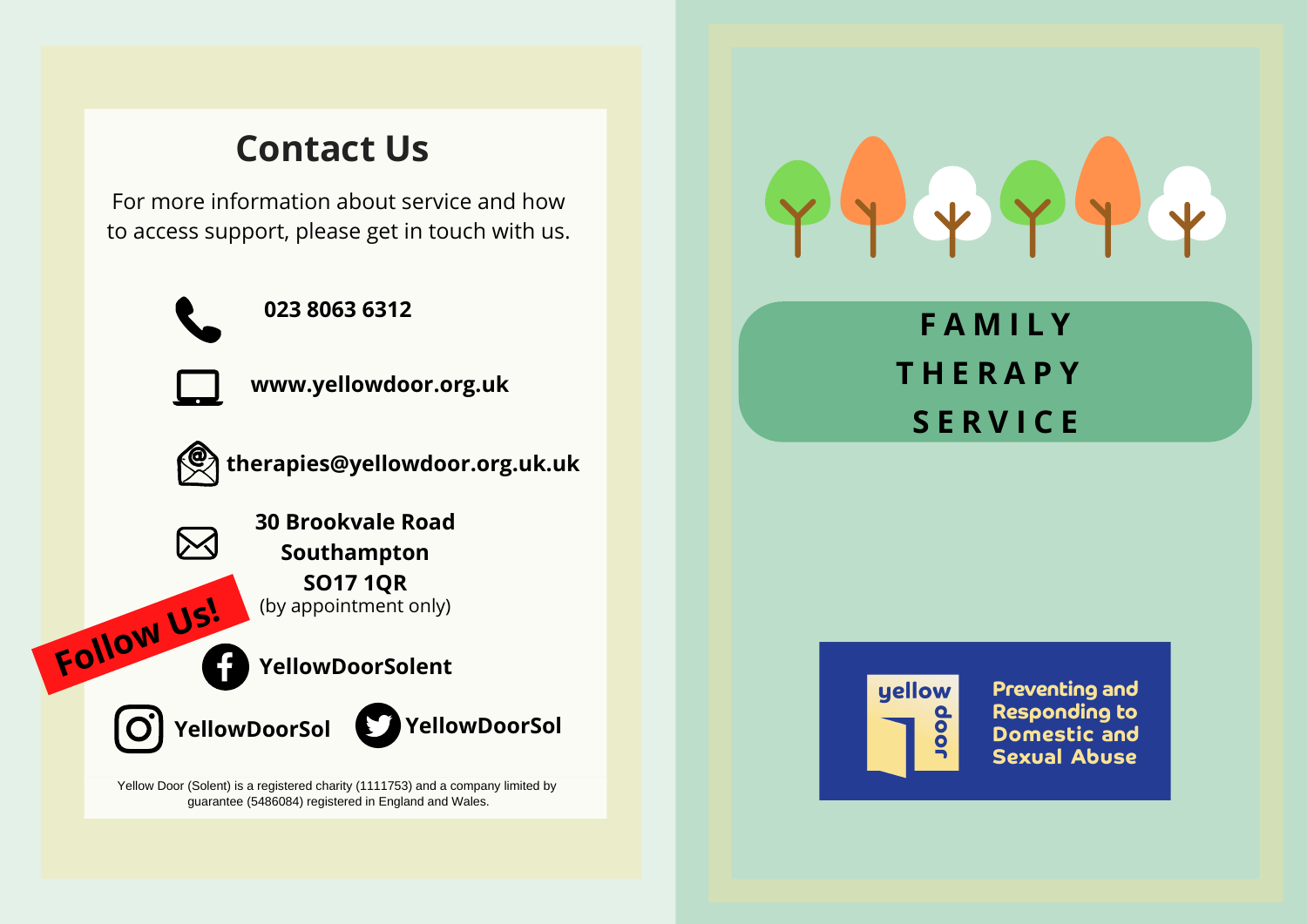## Contact Us

For more information about service and how to access support, please get in touch with us.

**023 8063 6312**

**www.yellowdoor.org.uk**

**therapies@yellowdoor.org.uk.uk**

**30 Brookvale Road**
**Southampton**
**SO17 1QR**
(by appointment only)

**Follow Us!**

**YellowDoorSolent**

**YellowDoorSol**

**YellowDoorSol**

Yellow Door (Solent) is a registered charity (1111753) and a company limited by guarantee (5486084) registered in England and Wales.

# FAMILY THERAPY SERVICE

yellow door

**Preventing and Responding to Domestic and Sexual Abuse**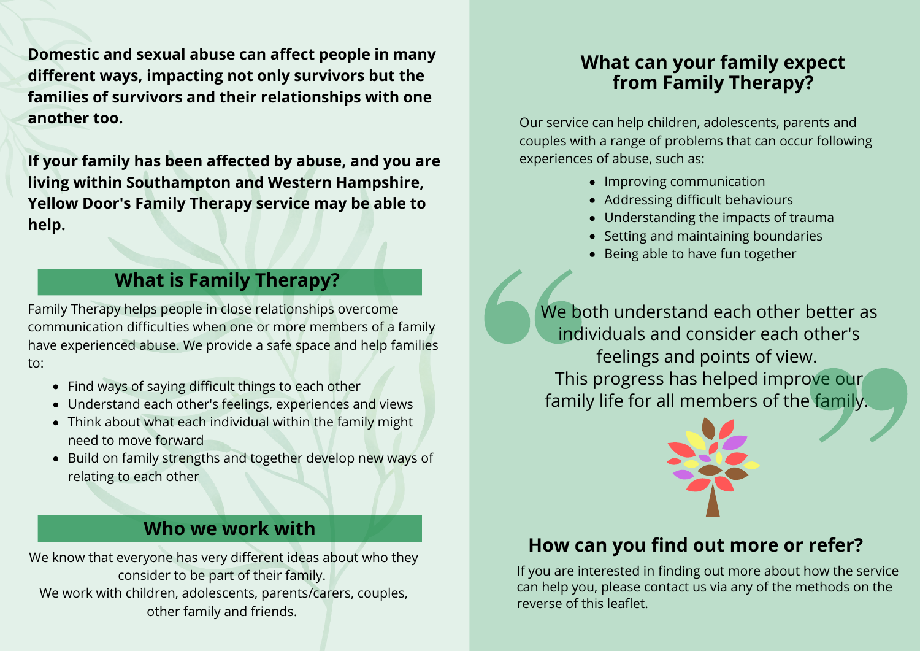**Domestic and sexual abuse can affect people in many different ways, impacting not only survivors but the families of survivors and their relationships with one another too.**

**If your family has been affected by abuse, and you are living within Southampton and Western Hampshire, Yellow Door's Family Therapy service may be able to help.**

## What is Family Therapy?

Family Therapy helps people in close relationships overcome communication difficulties when one or more members of a family have experienced abuse. We provide a safe space and help families to:

- Find ways of saying difficult things to each other
- Understand each other's feelings, experiences and views
- Think about what each individual within the family might need to move forward
- Build on family strengths and together develop new ways of relating to each other

## Who we work with

We know that everyone has very different ideas about who they consider to be part of their family.
We work with children, adolescents, parents/carers, couples, other family and friends.

## What can your family expect from Family Therapy?

Our service can help children, adolescents, parents and couples with a range of problems that can occur following experiences of abuse, such as:

- Improving communication
- Addressing difficult behaviours
- Understanding the impacts of trauma
- Setting and maintaining boundaries
- Being able to have fun together

> "We both understand each other better as individuals and consider each other's feelings and points of view.
> This progress has helped improve our family life for all members of the family."

## How can you find out more or refer?

If you are interested in finding out more about how the service can help you, please contact us via any of the methods on the reverse of this leaflet.